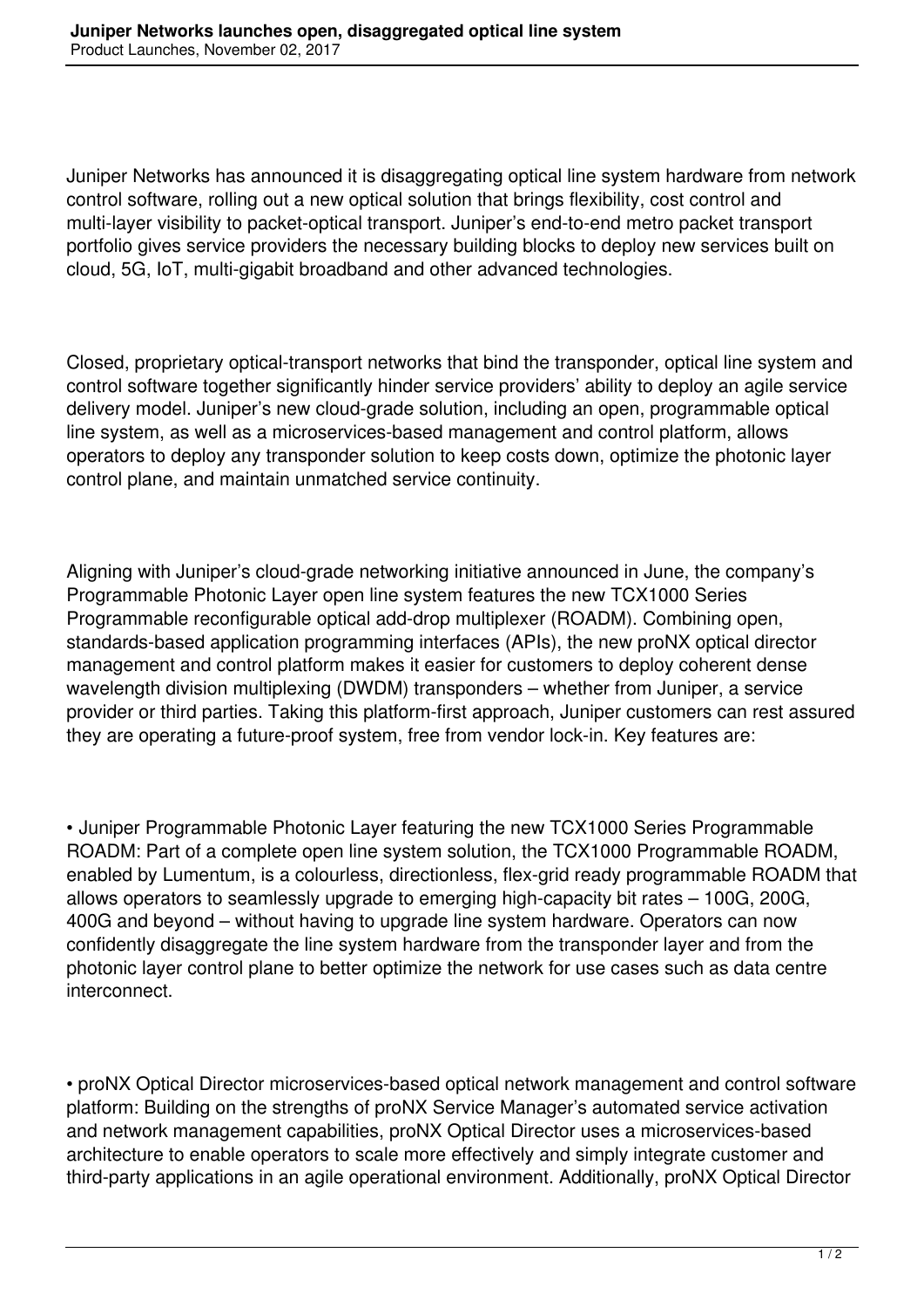# Juniper Networks launches open, disaggregated optical line system

Product Launches, November 02, 2017

Juniper Networks has announced it is disaggregating optical line system hardware from network control software, rolling out a new optical solution that brings flexibility, cost control and multi-layer visibility to packet-optical transport. Juniper's end-to-end metro packet transport portfolio gives service providers the necessary building blocks to deploy new services built on cloud, 5G, IoT, multi-gigabit broadband and other advanced technologies.

Closed, proprietary optical-transport networks that bind the transponder, optical line system and control software together significantly hinder service providers' ability to deploy an agile service delivery model. Juniper's new cloud-grade solution, including an open, programmable optical line system, as well as a microservices-based management and control platform, allows operators to deploy any transponder solution to keep costs down, optimize the photonic layer control plane, and maintain unmatched service continuity.

Aligning with Juniper's cloud-grade networking initiative announced in June, the company's Programmable Photonic Layer open line system features the new TCX1000 Series Programmable reconfigurable optical add-drop multiplexer (ROADM). Combining open, standards-based application programming interfaces (APIs), the new proNX optical director management and control platform makes it easier for customers to deploy coherent dense wavelength division multiplexing (DWDM) transponders – whether from Juniper, a service provider or third parties. Taking this platform-first approach, Juniper customers can rest assured they are operating a future-proof system, free from vendor lock-in. Key features are:

- Juniper Programmable Photonic Layer featuring the new TCX1000 Series Programmable ROADM: Part of a complete open line system solution, the TCX1000 Programmable ROADM, enabled by Lumentum, is a colourless, directionless, flex-grid ready programmable ROADM that allows operators to seamlessly upgrade to emerging high-capacity bit rates – 100G, 200G, 400G and beyond – without having to upgrade line system hardware. Operators can now confidently disaggregate the line system hardware from the transponder layer and from the photonic layer control plane to better optimize the network for use cases such as data centre interconnect.

- proNX Optical Director microservices-based optical network management and control software platform: Building on the strengths of proNX Service Manager's automated service activation and network management capabilities, proNX Optical Director uses a microservices-based architecture to enable operators to scale more effectively and simply integrate customer and third-party applications in an agile operational environment. Additionally, proNX Optical Director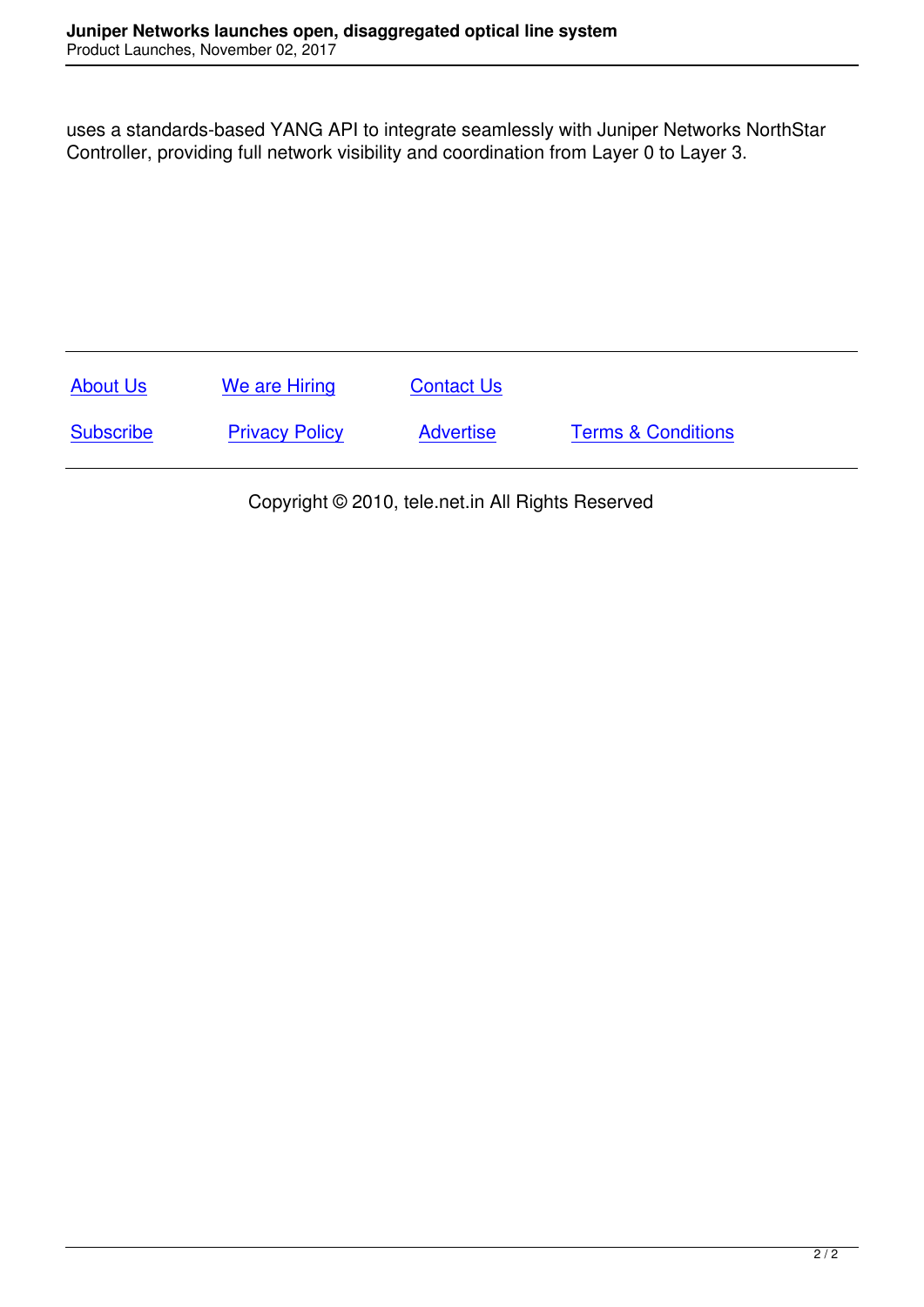uses a standards-based YANG API to integrate seamlessly with Juniper Networks NorthStar Controller, providing full network visibility and coordination from Layer 0 to Layer 3.

| | | | |
|---|---|---|---|
| About Us | We are Hiring | Contact Us | |
| Subscribe | Privacy Policy | Advertise | Terms & Conditions |

Copyright © 2010, tele.net.in All Rights Reserved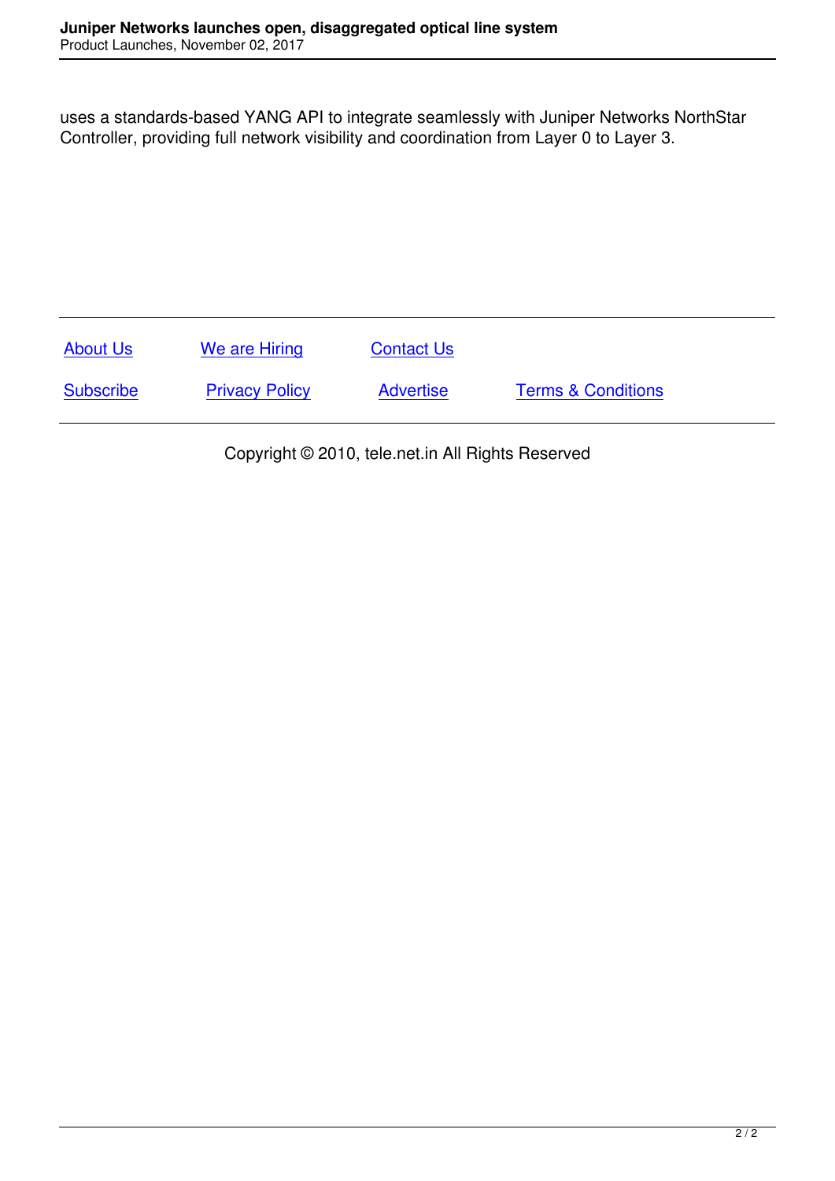uses a standards-based YANG API to integrate seamlessly with Juniper Networks NorthStar Controller, providing full network visibility and coordination from Layer 0 to Layer 3.

| | | | |
|---|---|---|---|
| About Us | We are Hiring | Contact Us | |
| Subscribe | Privacy Policy | Advertise | Terms & Conditions |

Copyright © 2010, tele.net.in All Rights Reserved